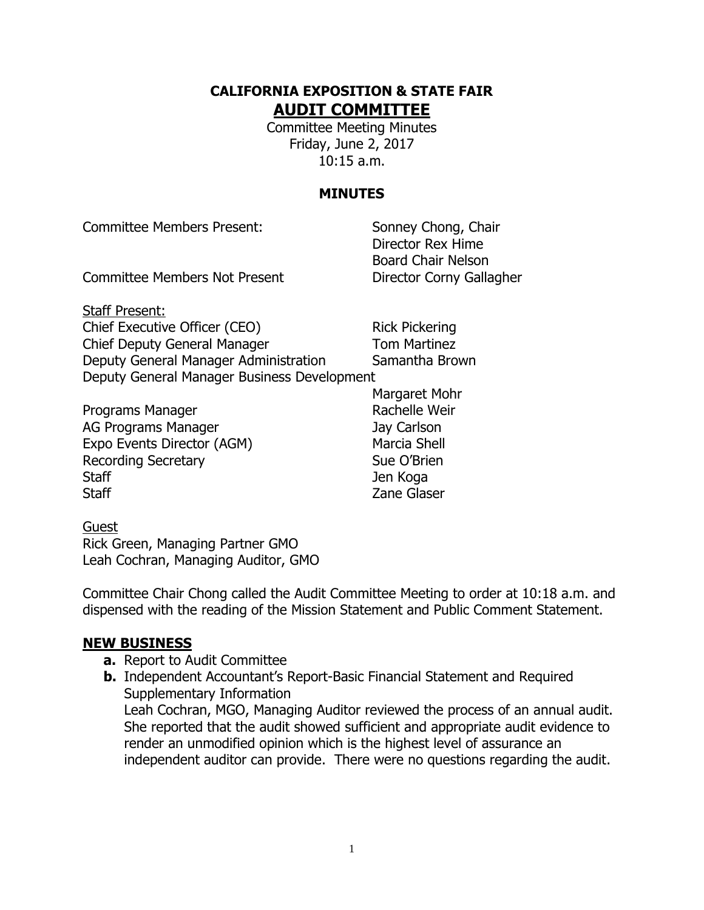# CALIFORNIA EXPOSITION & STATE FAIR

## AUDIT COMMITTEE

Committee Meeting Minutes
Friday, June 2, 2017
10:15 a.m.

### MINUTES

Committee Members Present: Sonney Chong, Chair
Director Rex Hime
Board Chair Nelson

Committee Members Not Present Director Corny Gallagher

Staff Present:

| | |
|---|---|
| Chief Executive Officer (CEO) | Rick Pickering |
| Chief Deputy General Manager | Tom Martinez |
| Deputy General Manager Administration | Samantha Brown |
| Deputy General Manager Business Development | Margaret Mohr |
| Programs Manager | Rachelle Weir |
| AG Programs Manager | Jay Carlson |
| Expo Events Director (AGM) | Marcia Shell |
| Recording Secretary | Sue O'Brien |
| Staff | Jen Koga |
| Staff | Zane Glaser |

Guest
Rick Green, Managing Partner GMO
Leah Cochran, Managing Auditor, GMO

Committee Chair Chong called the Audit Committee Meeting to order at 10:18 a.m. and dispensed with the reading of the Mission Statement and Public Comment Statement.

## NEW BUSINESS

- **a.** Report to Audit Committee
- **b.** Independent Accountant's Report-Basic Financial Statement and Required Supplementary Information
  Leah Cochran, MGO, Managing Auditor reviewed the process of an annual audit. She reported that the audit showed sufficient and appropriate audit evidence to render an unmodified opinion which is the highest level of assurance an independent auditor can provide. There were no questions regarding the audit.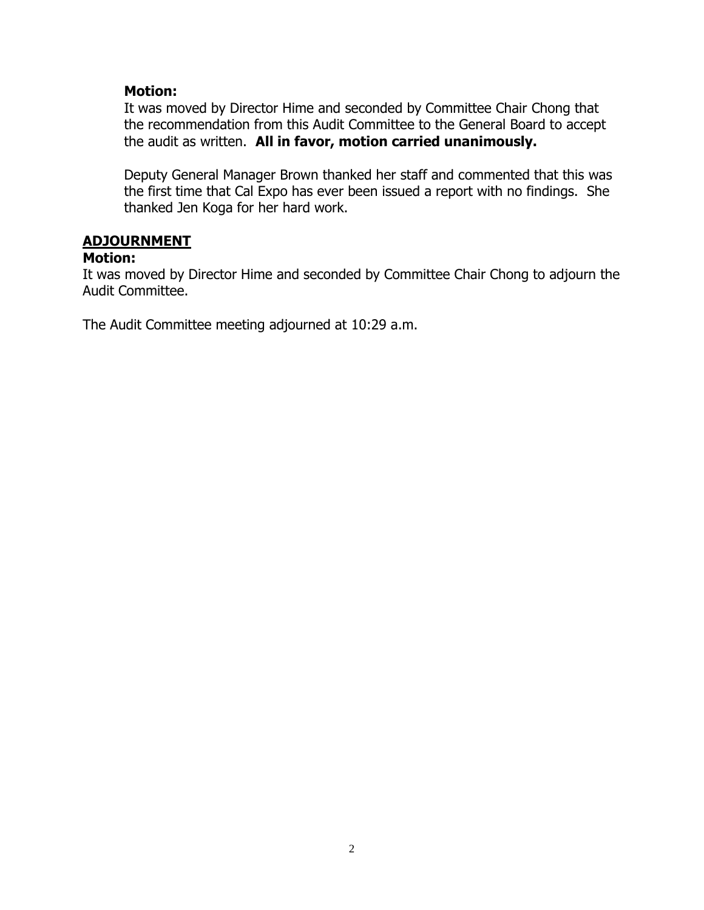**Motion:**
It was moved by Director Hime and seconded by Committee Chair Chong that the recommendation from this Audit Committee to the General Board to accept the audit as written. **All in favor, motion carried unanimously.**

Deputy General Manager Brown thanked her staff and commented that this was the first time that Cal Expo has ever been issued a report with no findings. She thanked Jen Koga for her hard work.

## ADJOURNMENT

**Motion:**
It was moved by Director Hime and seconded by Committee Chair Chong to adjourn the Audit Committee.

The Audit Committee meeting adjourned at 10:29 a.m.